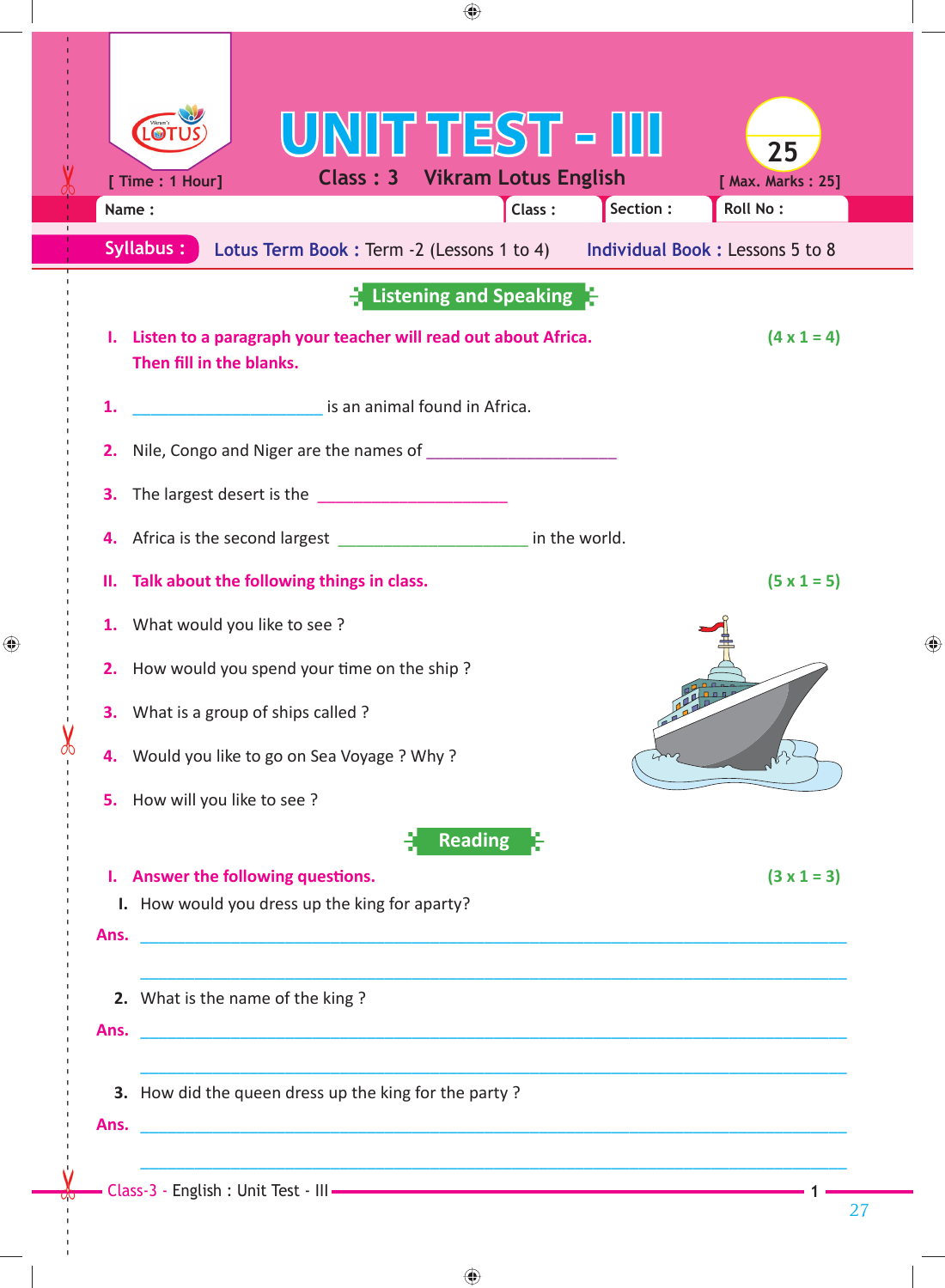# UNIT TEST - III

[ Time : 1 Hour] Class : 3 Vikram Lotus English [ Max. Marks : 25]

Name : Class : Section : Roll No :

**Syllabus :** Lotus Term Book : Term -2 (Lessons 1 to 4) Individual Book : Lessons 5 to 8

## Listening and Speaking

**I. Listen to a paragraph your teacher will read out about Africa. Then fill in the blanks.** (4 x 1 = 4)

1. ____________________ is an animal found in Africa.
2. Nile, Congo and Niger are the names of ____________________
3. The largest desert is the ____________________
4. Africa is the second largest ____________________ in the world.

**II. Talk about the following things in class.** (5 x 1 = 5)

1. What would you like to see ?
2. How would you spend your time on the ship ?
3. What is a group of ships called ?
4. Would you like to go on Sea Voyage ? Why ?
5. How will you like to see ?

## Reading

**I. Answer the following questions.** (3 x 1 = 3)

I. How would you dress up the king for aparty?

Ans. ______________________________________________

______________________________________________

2. What is the name of the king ?

Ans. ______________________________________________

______________________________________________

3. How did the queen dress up the king for the party ?

Ans. ______________________________________________

______________________________________________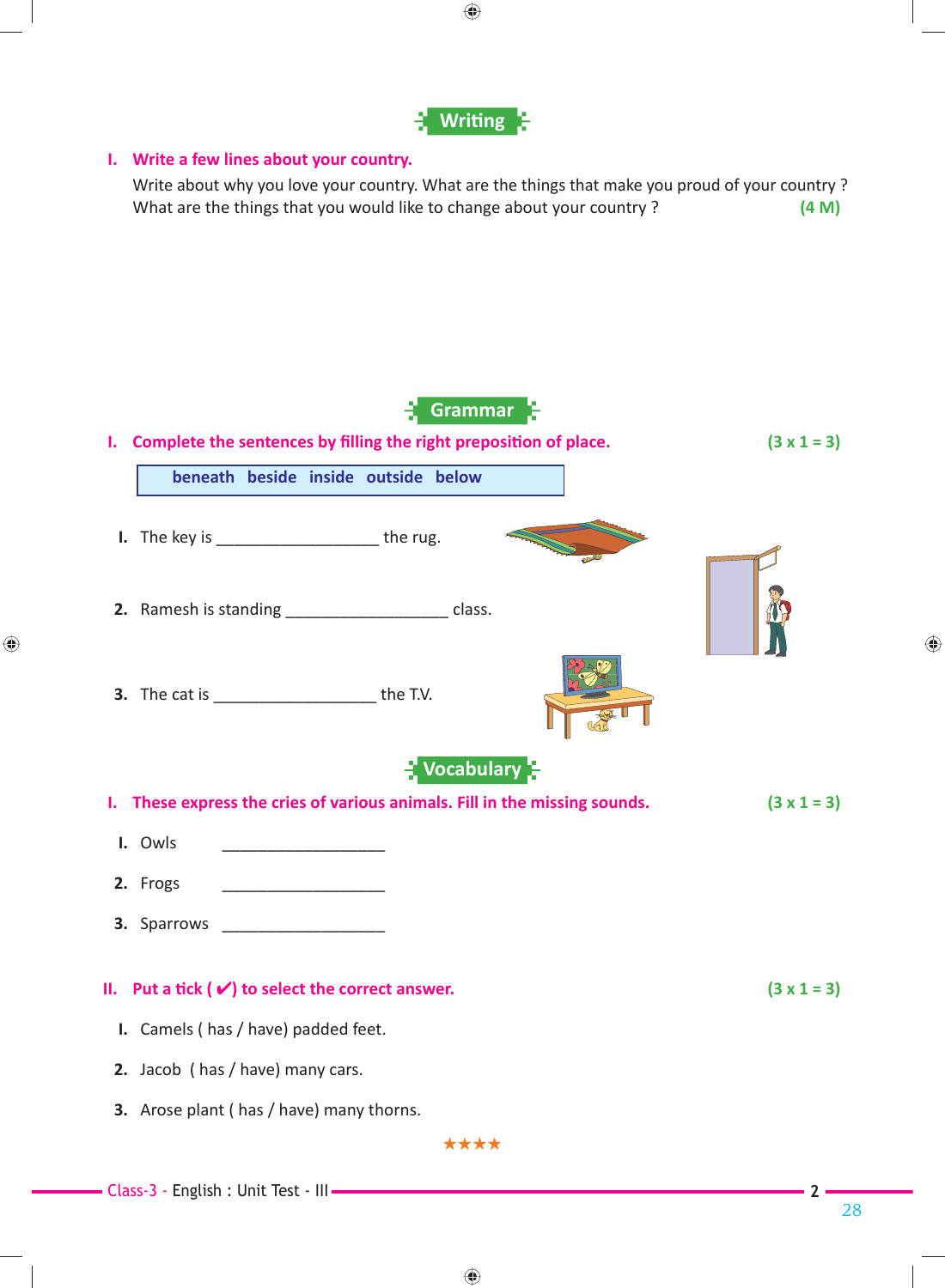## Writing

**I. Write a few lines about your country.**

Write about why you love your country. What are the things that make you proud of your country ? What are the things that you would like to change about your country ? **(4 M)**

## Grammar

**I. Complete the sentences by filling the right preposition of place.** **(3 x 1 = 3)**

| beneath | beside | inside | outside | below |
|---|---|---|---|---|

1. The key is __________________ the rug.
2. Ramesh is standing __________________ class.
3. The cat is __________________ the T.V.

## Vocabulary

**I. These express the cries of various animals. Fill in the missing sounds.** **(3 x 1 = 3)**

1. Owls __________________
2. Frogs __________________
3. Sparrows __________________

**II. Put a tick ( ✔) to select the correct answer.** **(3 x 1 = 3)**

1. Camels ( has / have) padded feet.
2. Jacob ( has / have) many cars.
3. Arose plant ( has / have) many thorns.

★★★★